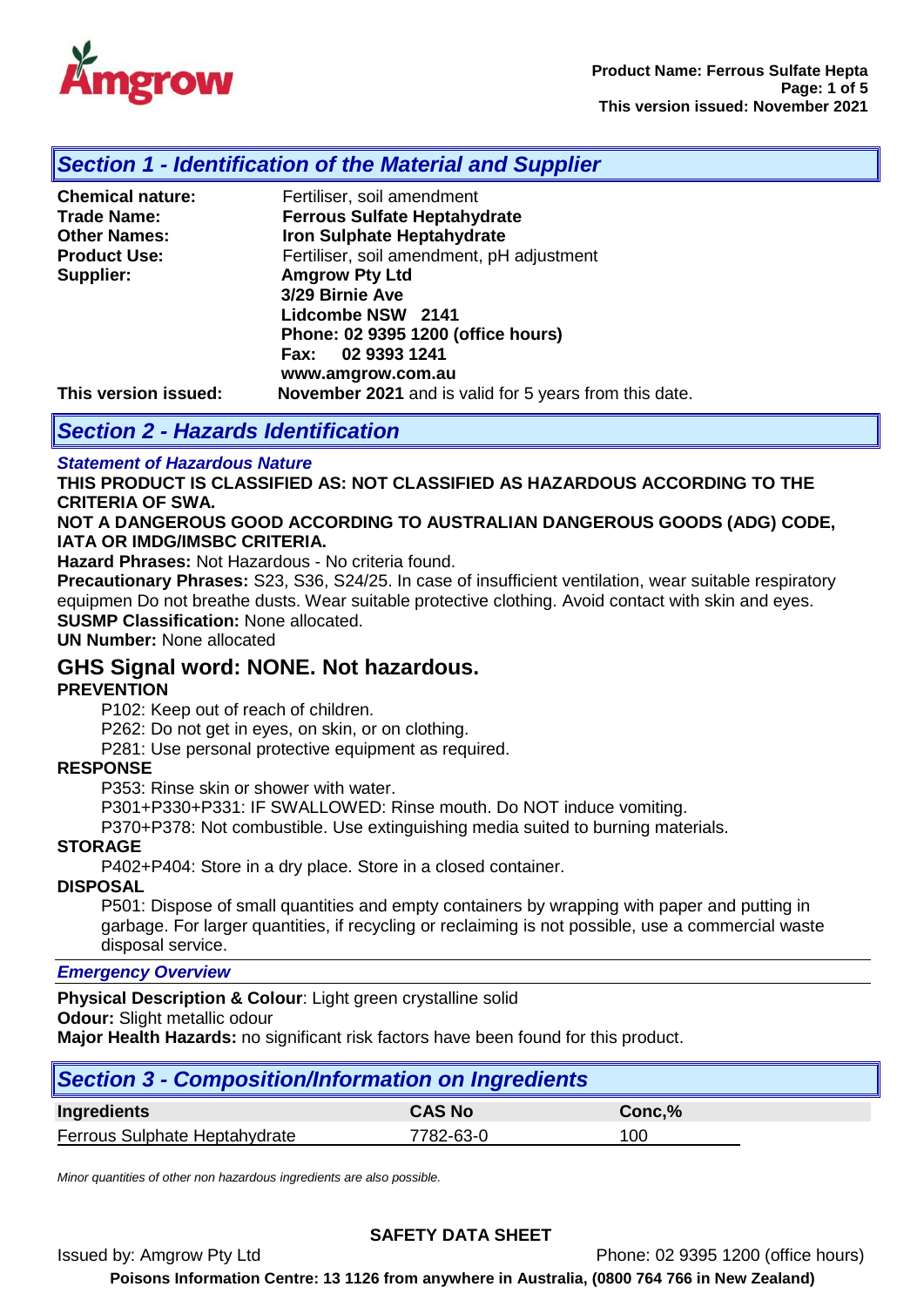## Section 1 - Identification of the Material and Supplier

**Chemical nature:** Fertiliser, soil amendment
**Trade Name:** **Ferrous Sulfate Heptahydrate**
**Other Names:** **Iron Sulphate Heptahydrate**
**Product Use:** Fertiliser, soil amendment, pH adjustment
**Supplier:** **Amgrow Pty Ltd**
**3/29 Birnie Ave**
**Lidcombe NSW 2141**
**Phone: 02 9395 1200 (office hours)**
**Fax: 02 9393 1241**
**www.amgrow.com.au**
**This version issued:** **November 2021** and is valid for 5 years from this date.

## Section 2 - Hazards Identification

***Statement of Hazardous Nature***

**THIS PRODUCT IS CLASSIFIED AS: NOT CLASSIFIED AS HAZARDOUS ACCORDING TO THE CRITERIA OF SWA.**

**NOT A DANGEROUS GOOD ACCORDING TO AUSTRALIAN DANGEROUS GOODS (ADG) CODE, IATA OR IMDG/IMSBC CRITERIA.**

**Hazard Phrases:** Not Hazardous - No criteria found.

**Precautionary Phrases:** S23, S36, S24/25. In case of insufficient ventilation, wear suitable respiratory equipmen Do not breathe dusts. Wear suitable protective clothing. Avoid contact with skin and eyes.

**SUSMP Classification:** None allocated.

**UN Number:** None allocated

### GHS Signal word: NONE. Not hazardous.

**PREVENTION**

P102: Keep out of reach of children.
P262: Do not get in eyes, on skin, or on clothing.
P281: Use personal protective equipment as required.

**RESPONSE**

P353: Rinse skin or shower with water.
P301+P330+P331: IF SWALLOWED: Rinse mouth. Do NOT induce vomiting.
P370+P378: Not combustible. Use extinguishing media suited to burning materials.

**STORAGE**

P402+P404: Store in a dry place. Store in a closed container.

**DISPOSAL**

P501: Dispose of small quantities and empty containers by wrapping with paper and putting in garbage. For larger quantities, if recycling or reclaiming is not possible, use a commercial waste disposal service.

***Emergency Overview***

**Physical Description & Colour**: Light green crystalline solid
**Odour:** Slight metallic odour
**Major Health Hazards:** no significant risk factors have been found for this product.

## Section 3 - Composition/Information on Ingredients

| Ingredients | CAS No | Conc,% |
|---|---|---|
| Ferrous Sulphate Heptahydrate | 7782-63-0 | 100 |

*Minor quantities of other non hazardous ingredients are also possible.*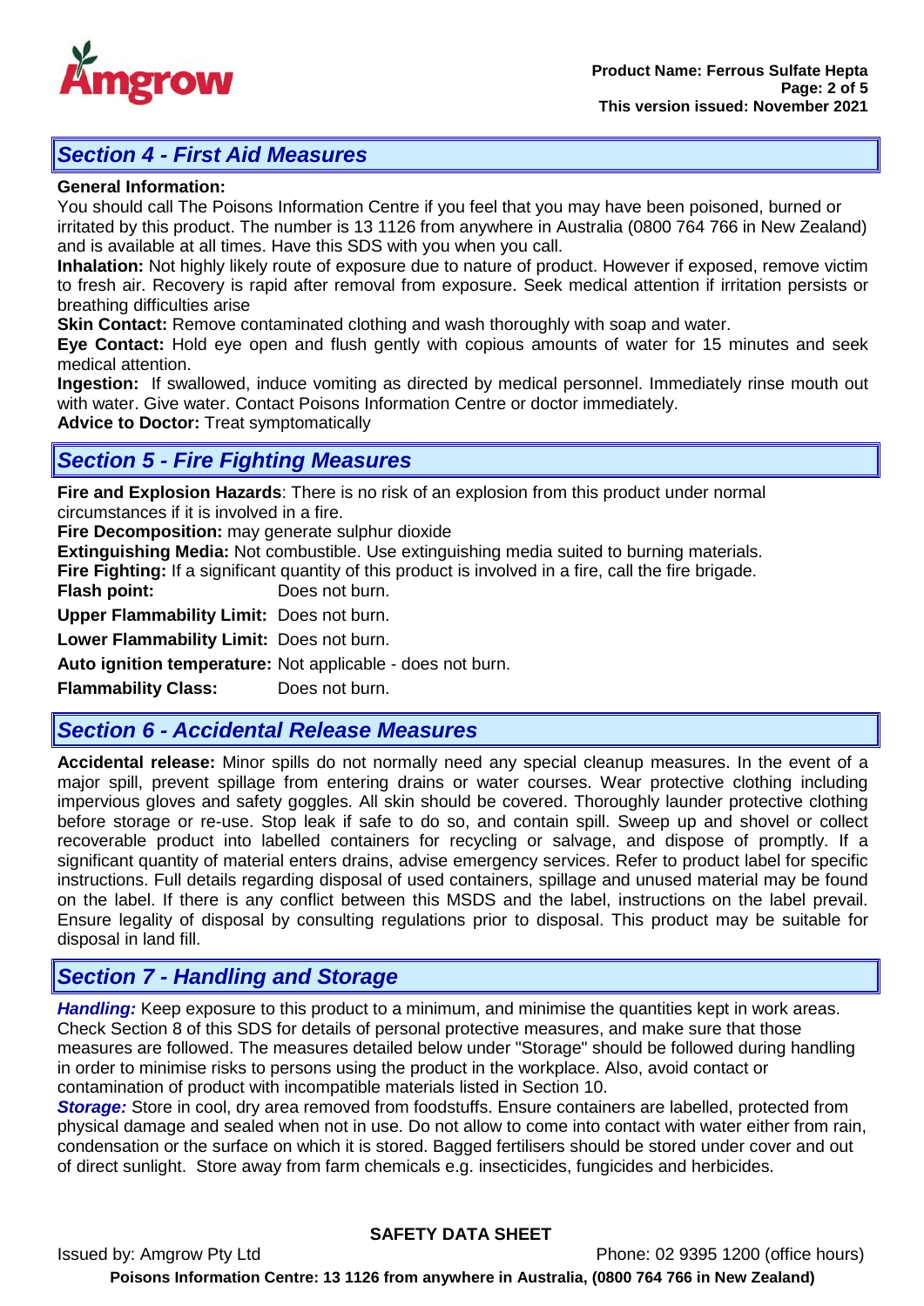## *Section 4 - First Aid Measures*

**General Information:**

You should call The Poisons Information Centre if you feel that you may have been poisoned, burned or irritated by this product. The number is 13 1126 from anywhere in Australia (0800 764 766 in New Zealand) and is available at all times. Have this SDS with you when you call.

**Inhalation:** Not highly likely route of exposure due to nature of product. However if exposed, remove victim to fresh air. Recovery is rapid after removal from exposure. Seek medical attention if irritation persists or breathing difficulties arise

**Skin Contact:** Remove contaminated clothing and wash thoroughly with soap and water.

**Eye Contact:** Hold eye open and flush gently with copious amounts of water for 15 minutes and seek medical attention.

**Ingestion:** If swallowed, induce vomiting as directed by medical personnel. Immediately rinse mouth out with water. Give water. Contact Poisons Information Centre or doctor immediately.

**Advice to Doctor:** Treat symptomatically

## *Section 5 - Fire Fighting Measures*

**Fire and Explosion Hazards**: There is no risk of an explosion from this product under normal circumstances if it is involved in a fire.

**Fire Decomposition:** may generate sulphur dioxide

**Extinguishing Media:** Not combustible. Use extinguishing media suited to burning materials.

**Fire Fighting:** If a significant quantity of this product is involved in a fire, call the fire brigade.

**Flash point:** Does not burn.

**Upper Flammability Limit:** Does not burn.

**Lower Flammability Limit:** Does not burn.

**Auto ignition temperature:** Not applicable - does not burn.

**Flammability Class:** Does not burn.

## *Section 6 - Accidental Release Measures*

**Accidental release:** Minor spills do not normally need any special cleanup measures. In the event of a major spill, prevent spillage from entering drains or water courses. Wear protective clothing including impervious gloves and safety goggles. All skin should be covered. Thoroughly launder protective clothing before storage or re-use. Stop leak if safe to do so, and contain spill. Sweep up and shovel or collect recoverable product into labelled containers for recycling or salvage, and dispose of promptly. If a significant quantity of material enters drains, advise emergency services. Refer to product label for specific instructions. Full details regarding disposal of used containers, spillage and unused material may be found on the label. If there is any conflict between this MSDS and the label, instructions on the label prevail. Ensure legality of disposal by consulting regulations prior to disposal. This product may be suitable for disposal in land fill.

## *Section 7 - Handling and Storage*

***Handling:*** Keep exposure to this product to a minimum, and minimise the quantities kept in work areas. Check Section 8 of this SDS for details of personal protective measures, and make sure that those measures are followed. The measures detailed below under "Storage" should be followed during handling in order to minimise risks to persons using the product in the workplace. Also, avoid contact or contamination of product with incompatible materials listed in Section 10.

***Storage:*** Store in cool, dry area removed from foodstuffs. Ensure containers are labelled, protected from physical damage and sealed when not in use. Do not allow to come into contact with water either from rain, condensation or the surface on which it is stored. Bagged fertilisers should be stored under cover and out of direct sunlight. Store away from farm chemicals e.g. insecticides, fungicides and herbicides.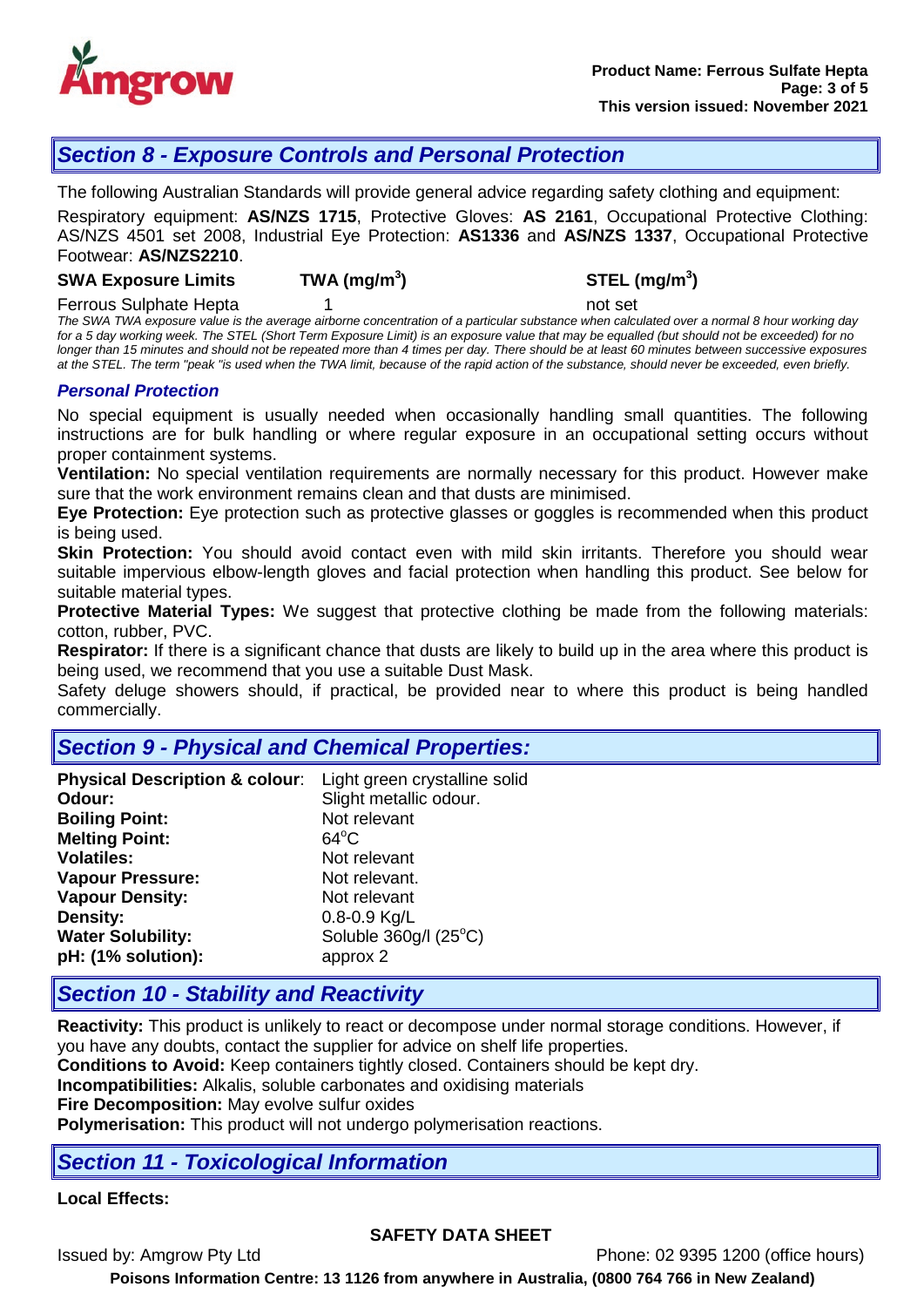## Section 8 - Exposure Controls and Personal Protection

The following Australian Standards will provide general advice regarding safety clothing and equipment:

Respiratory equipment: **AS/NZS 1715**, Protective Gloves: **AS 2161**, Occupational Protective Clothing: AS/NZS 4501 set 2008, Industrial Eye Protection: **AS1336** and **AS/NZS 1337**, Occupational Protective Footwear: **AS/NZS2210**.

| SWA Exposure Limits | TWA ($mg/m^3$) | STEL ($mg/m^3$) |
|---|---|---|
| Ferrous Sulphate Hepta | 1 | not set |

*The SWA TWA exposure value is the average airborne concentration of a particular substance when calculated over a normal 8 hour working day for a 5 day working week. The STEL (Short Term Exposure Limit) is an exposure value that may be equalled (but should not be exceeded) for no longer than 15 minutes and should not be repeated more than 4 times per day. There should be at least 60 minutes between successive exposures at the STEL. The term "peak "is used when the TWA limit, because of the rapid action of the substance, should never be exceeded, even briefly.*

### *Personal Protection*

No special equipment is usually needed when occasionally handling small quantities. The following instructions are for bulk handling or where regular exposure in an occupational setting occurs without proper containment systems.

**Ventilation:** No special ventilation requirements are normally necessary for this product. However make sure that the work environment remains clean and that dusts are minimised.

**Eye Protection:** Eye protection such as protective glasses or goggles is recommended when this product is being used.

**Skin Protection:** You should avoid contact even with mild skin irritants. Therefore you should wear suitable impervious elbow-length gloves and facial protection when handling this product. See below for suitable material types.

**Protective Material Types:** We suggest that protective clothing be made from the following materials: cotton, rubber, PVC.

**Respirator:** If there is a significant chance that dusts are likely to build up in the area where this product is being used, we recommend that you use a suitable Dust Mask.

Safety deluge showers should, if practical, be provided near to where this product is being handled commercially.

## Section 9 - Physical and Chemical Properties:

| | |
|---|---|
| **Physical Description & colour**: | Light green crystalline solid |
| **Odour:** | Slight metallic odour. |
| **Boiling Point:** | Not relevant |
| **Melting Point:** | 64°C |
| **Volatiles:** | Not relevant |
| **Vapour Pressure:** | Not relevant. |
| **Vapour Density:** | Not relevant |
| **Density:** | 0.8-0.9 Kg/L |
| **Water Solubility:** | Soluble 360g/l (25°C) |
| **pH: (1% solution):** | approx 2 |

## Section 10 - Stability and Reactivity

**Reactivity:** This product is unlikely to react or decompose under normal storage conditions. However, if you have any doubts, contact the supplier for advice on shelf life properties.

**Conditions to Avoid:** Keep containers tightly closed. Containers should be kept dry.

**Incompatibilities:** Alkalis, soluble carbonates and oxidising materials

**Fire Decomposition:** May evolve sulfur oxides

**Polymerisation:** This product will not undergo polymerisation reactions.

## Section 11 - Toxicological Information

**Local Effects:**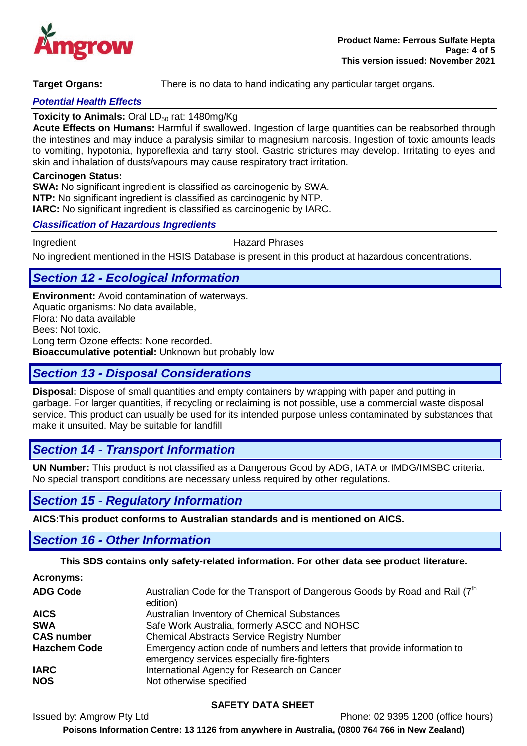**Target Organs:** There is no data to hand indicating any particular target organs.

***Potential Health Effects***

**Toxicity to Animals:** Oral $LD_{50}$ rat: 1480mg/Kg

**Acute Effects on Humans:** Harmful if swallowed. Ingestion of large quantities can be reabsorbed through the intestines and may induce a paralysis similar to magnesium narcosis. Ingestion of toxic amounts leads to vomiting, hypotonia, hyporeflexia and tarry stool. Gastric strictures may develop. Irritating to eyes and skin and inhalation of dusts/vapours may cause respiratory tract irritation.

**Carcinogen Status:**

**SWA:** No significant ingredient is classified as carcinogenic by SWA.
**NTP:** No significant ingredient is classified as carcinogenic by NTP.
**IARC:** No significant ingredient is classified as carcinogenic by IARC.

***Classification of Hazardous Ingredients***

| Ingredient | Hazard Phrases |
|---|---|

No ingredient mentioned in the HSIS Database is present in this product at hazardous concentrations.

## *Section 12 - Ecological Information*

**Environment:** Avoid contamination of waterways.
Aquatic organisms: No data available,
Flora: No data available
Bees: Not toxic.
Long term Ozone effects: None recorded.
**Bioaccumulative potential:** Unknown but probably low

## *Section 13 - Disposal Considerations*

**Disposal:** Dispose of small quantities and empty containers by wrapping with paper and putting in garbage. For larger quantities, if recycling or reclaiming is not possible, use a commercial waste disposal service. This product can usually be used for its intended purpose unless contaminated by substances that make it unsuited. May be suitable for landfill

## *Section 14 - Transport Information*

**UN Number:** This product is not classified as a Dangerous Good by ADG, IATA or IMDG/IMSBC criteria. No special transport conditions are necessary unless required by other regulations.

## *Section 15 - Regulatory Information*

**AICS:This product conforms to Australian standards and is mentioned on AICS.**

## *Section 16 - Other Information*

**This SDS contains only safety-related information. For other data see product literature.**

**Acronyms:**

| | |
|---|---|
| **ADG Code** | Australian Code for the Transport of Dangerous Goods by Road and Rail (7th edition) |
| **AICS** | Australian Inventory of Chemical Substances |
| **SWA** | Safe Work Australia, formerly ASCC and NOHSC |
| **CAS number** | Chemical Abstracts Service Registry Number |
| **Hazchem Code** | Emergency action code of numbers and letters that provide information to emergency services especially fire-fighters |
| **IARC** | International Agency for Research on Cancer |
| **NOS** | Not otherwise specified |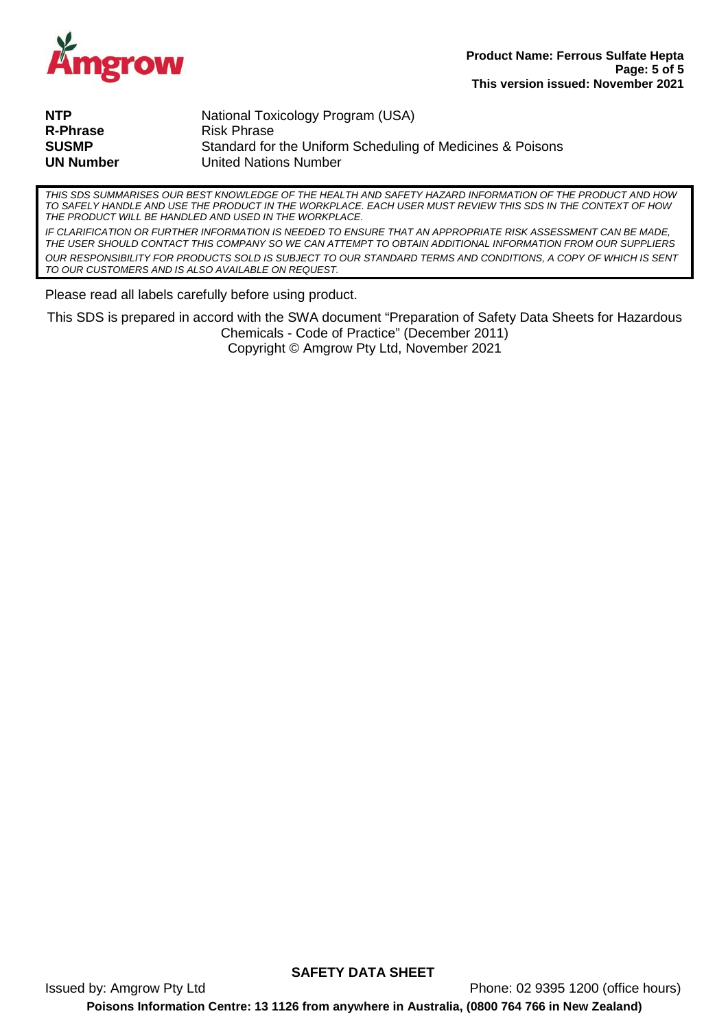| | |
|---|---|
| **NTP** | National Toxicology Program (USA) |
| **R-Phrase** | Risk Phrase |
| **SUSMP** | Standard for the Uniform Scheduling of Medicines & Poisons |
| **UN Number** | United Nations Number |

*THIS SDS SUMMARISES OUR BEST KNOWLEDGE OF THE HEALTH AND SAFETY HAZARD INFORMATION OF THE PRODUCT AND HOW TO SAFELY HANDLE AND USE THE PRODUCT IN THE WORKPLACE. EACH USER MUST REVIEW THIS SDS IN THE CONTEXT OF HOW THE PRODUCT WILL BE HANDLED AND USED IN THE WORKPLACE.*

*IF CLARIFICATION OR FURTHER INFORMATION IS NEEDED TO ENSURE THAT AN APPROPRIATE RISK ASSESSMENT CAN BE MADE, THE USER SHOULD CONTACT THIS COMPANY SO WE CAN ATTEMPT TO OBTAIN ADDITIONAL INFORMATION FROM OUR SUPPLIERS*

*OUR RESPONSIBILITY FOR PRODUCTS SOLD IS SUBJECT TO OUR STANDARD TERMS AND CONDITIONS, A COPY OF WHICH IS SENT TO OUR CUSTOMERS AND IS ALSO AVAILABLE ON REQUEST.*

Please read all labels carefully before using product.

This SDS is prepared in accord with the SWA document "Preparation of Safety Data Sheets for Hazardous Chemicals - Code of Practice" (December 2011)
Copyright © Amgrow Pty Ltd, November 2021